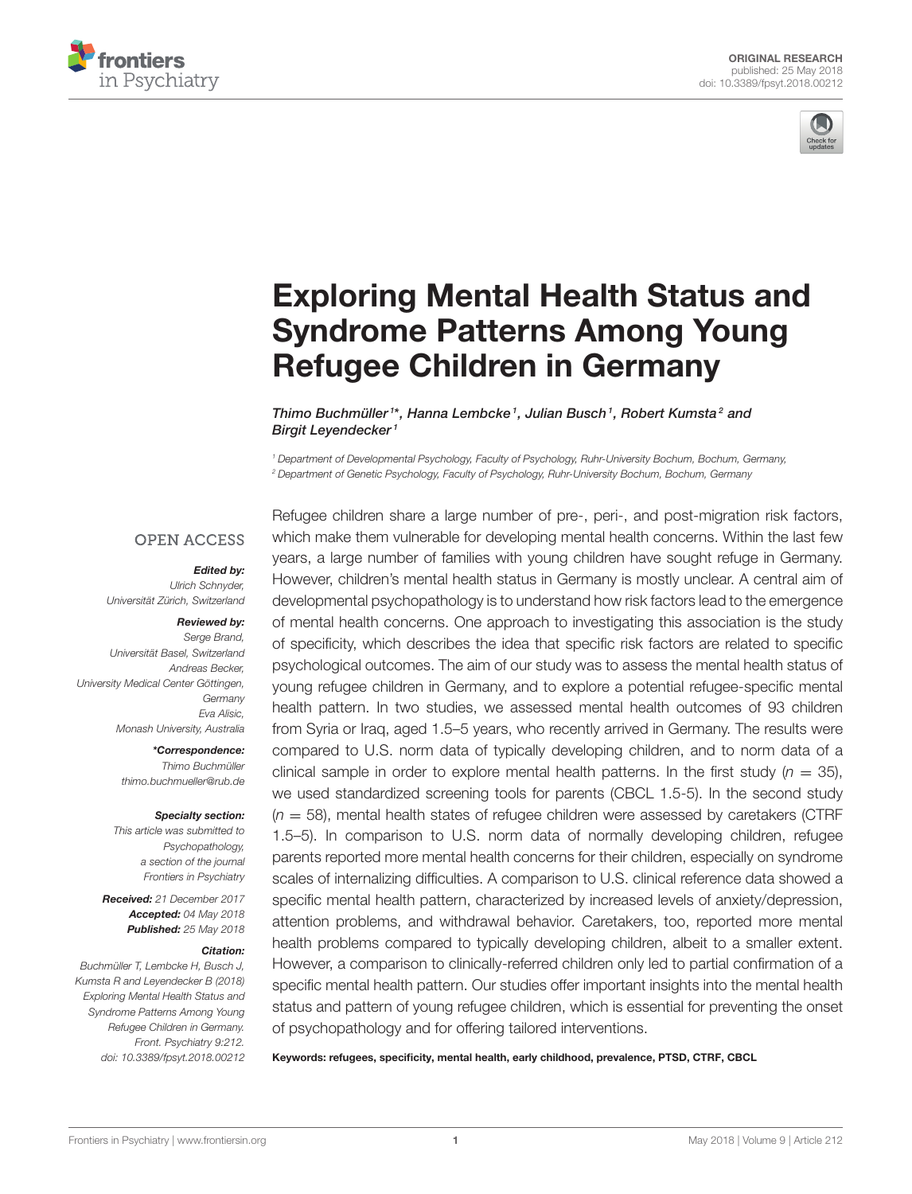ORIGINAL RESEARCH
published: 25 May 2018
doi: 10.3389/fpsyt.2018.00212

# Exploring Mental Health Status and Syndrome Patterns Among Young Refugee Children in Germany

*Thimo Buchmüller[1]\*, Hanna Lembcke[1], Julian Busch[1], Robert Kumsta[2] and Birgit Leyendecker[1]*

[1] Department of Developmental Psychology, Faculty of Psychology, Ruhr-University Bochum, Bochum, Germany,
[2] Department of Genetic Psychology, Faculty of Psychology, Ruhr-University Bochum, Bochum, Germany

OPEN ACCESS

***Edited by:***
*Ulrich Schnyder,*
*Universität Zürich, Switzerland*

***Reviewed by:***
*Serge Brand,*
*Universität Basel, Switzerland*
*Andreas Becker,*
*University Medical Center Göttingen, Germany*
*Eva Alisic,*
*Monash University, Australia*

***\*Correspondence:***
*Thimo Buchmüller*
*thimo.buchmueller@rub.de*

***Specialty section:***
*This article was submitted to Psychopathology, a section of the journal Frontiers in Psychiatry*

***Received:*** *21 December 2017*
***Accepted:*** *04 May 2018*
***Published:*** *25 May 2018*

***Citation:***
*Buchmüller T, Lembcke H, Busch J, Kumsta R and Leyendecker B (2018) Exploring Mental Health Status and Syndrome Patterns Among Young Refugee Children in Germany. Front. Psychiatry 9:212. doi: 10.3389/fpsyt.2018.00212*

Refugee children share a large number of pre-, peri-, and post-migration risk factors, which make them vulnerable for developing mental health concerns. Within the last few years, a large number of families with young children have sought refuge in Germany. However, children's mental health status in Germany is mostly unclear. A central aim of developmental psychopathology is to understand how risk factors lead to the emergence of mental health concerns. One approach to investigating this association is the study of specificity, which describes the idea that specific risk factors are related to specific psychological outcomes. The aim of our study was to assess the mental health status of young refugee children in Germany, and to explore a potential refugee-specific mental health pattern. In two studies, we assessed mental health outcomes of 93 children from Syria or Iraq, aged 1.5–5 years, who recently arrived in Germany. The results were compared to U.S. norm data of typically developing children, and to norm data of a clinical sample in order to explore mental health patterns. In the first study ($n = 35$), we used standardized screening tools for parents (CBCL 1.5-5). In the second study ($n = 58$), mental health states of refugee children were assessed by caretakers (CTRF 1.5–5). In comparison to U.S. norm data of normally developing children, refugee parents reported more mental health concerns for their children, especially on syndrome scales of internalizing difficulties. A comparison to U.S. clinical reference data showed a specific mental health pattern, characterized by increased levels of anxiety/depression, attention problems, and withdrawal behavior. Caretakers, too, reported more mental health problems compared to typically developing children, albeit to a smaller extent. However, a comparison to clinically-referred children only led to partial confirmation of a specific mental health pattern. Our studies offer important insights into the mental health status and pattern of young refugee children, which is essential for preventing the onset of psychopathology and for offering tailored interventions.

**Keywords: refugees, specificity, mental health, early childhood, prevalence, PTSD, CTRF, CBCL**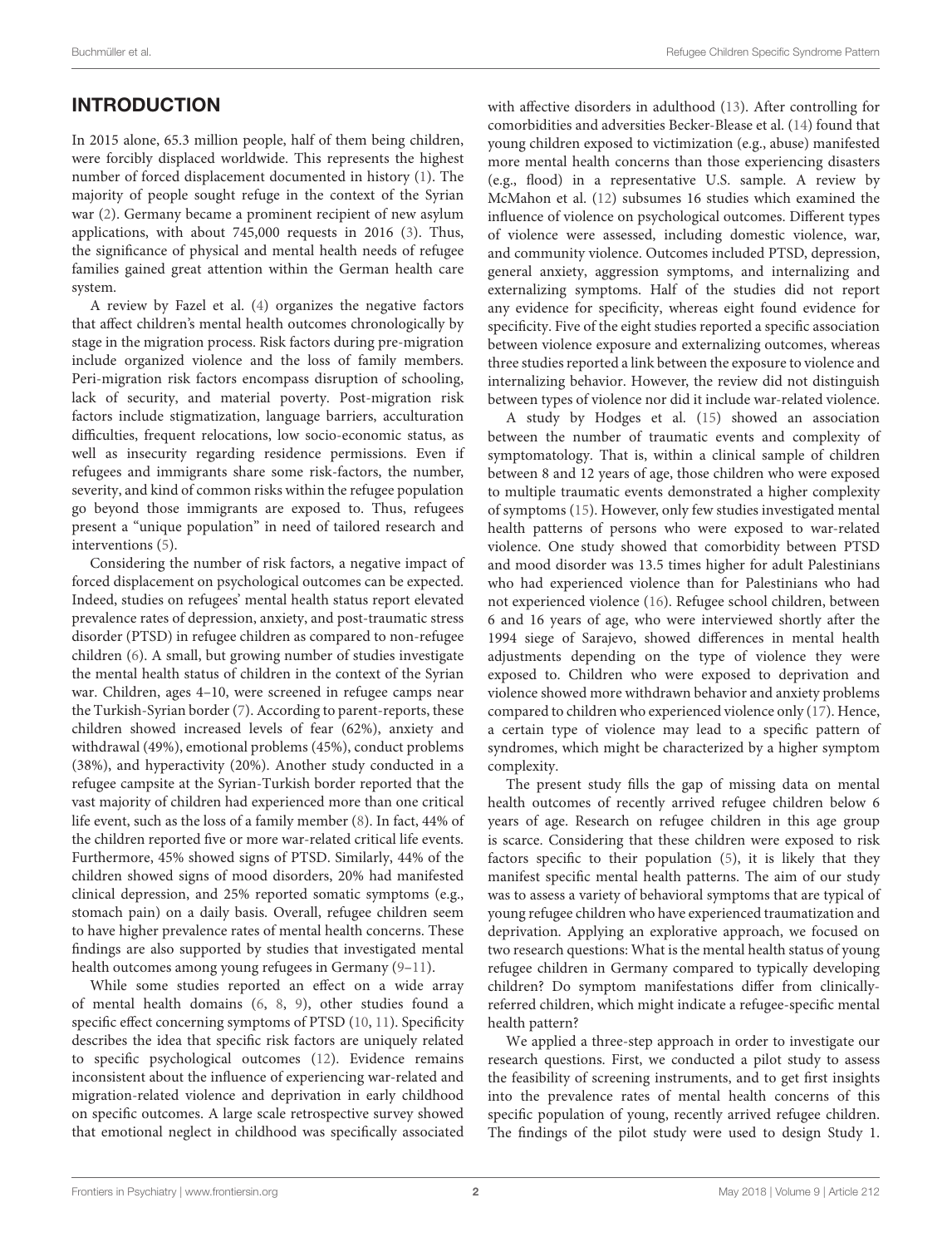## INTRODUCTION

In 2015 alone, 65.3 million people, half of them being children, were forcibly displaced worldwide. This represents the highest number of forced displacement documented in history (1). The majority of people sought refuge in the context of the Syrian war (2). Germany became a prominent recipient of new asylum applications, with about 745,000 requests in 2016 (3). Thus, the significance of physical and mental health needs of refugee families gained great attention within the German health care system.

A review by Fazel et al. (4) organizes the negative factors that affect children's mental health outcomes chronologically by stage in the migration process. Risk factors during pre-migration include organized violence and the loss of family members. Peri-migration risk factors encompass disruption of schooling, lack of security, and material poverty. Post-migration risk factors include stigmatization, language barriers, acculturation difficulties, frequent relocations, low socio-economic status, as well as insecurity regarding residence permissions. Even if refugees and immigrants share some risk-factors, the number, severity, and kind of common risks within the refugee population go beyond those immigrants are exposed to. Thus, refugees present a "unique population" in need of tailored research and interventions (5).

Considering the number of risk factors, a negative impact of forced displacement on psychological outcomes can be expected. Indeed, studies on refugees' mental health status report elevated prevalence rates of depression, anxiety, and post-traumatic stress disorder (PTSD) in refugee children as compared to non-refugee children (6). A small, but growing number of studies investigate the mental health status of children in the context of the Syrian war. Children, ages 4–10, were screened in refugee camps near the Turkish-Syrian border (7). According to parent-reports, these children showed increased levels of fear (62%), anxiety and withdrawal (49%), emotional problems (45%), conduct problems (38%), and hyperactivity (20%). Another study conducted in a refugee campsite at the Syrian-Turkish border reported that the vast majority of children had experienced more than one critical life event, such as the loss of a family member (8). In fact, 44% of the children reported five or more war-related critical life events. Furthermore, 45% showed signs of PTSD. Similarly, 44% of the children showed signs of mood disorders, 20% had manifested clinical depression, and 25% reported somatic symptoms (e.g., stomach pain) on a daily basis. Overall, refugee children seem to have higher prevalence rates of mental health concerns. These findings are also supported by studies that investigated mental health outcomes among young refugees in Germany (9–11).

While some studies reported an effect on a wide array of mental health domains (6, 8, 9), other studies found a specific effect concerning symptoms of PTSD (10, 11). Specificity describes the idea that specific risk factors are uniquely related to specific psychological outcomes (12). Evidence remains inconsistent about the influence of experiencing war-related and migration-related violence and deprivation in early childhood on specific outcomes. A large scale retrospective survey showed that emotional neglect in childhood was specifically associated with affective disorders in adulthood (13). After controlling for comorbidities and adversities Becker-Blease et al. (14) found that young children exposed to victimization (e.g., abuse) manifested more mental health concerns than those experiencing disasters (e.g., flood) in a representative U.S. sample. A review by McMahon et al. (12) subsumes 16 studies which examined the influence of violence on psychological outcomes. Different types of violence were assessed, including domestic violence, war, and community violence. Outcomes included PTSD, depression, general anxiety, aggression symptoms, and internalizing and externalizing symptoms. Half of the studies did not report any evidence for specificity, whereas eight found evidence for specificity. Five of the eight studies reported a specific association between violence exposure and externalizing outcomes, whereas three studies reported a link between the exposure to violence and internalizing behavior. However, the review did not distinguish between types of violence nor did it include war-related violence.

A study by Hodges et al. (15) showed an association between the number of traumatic events and complexity of symptomatology. That is, within a clinical sample of children between 8 and 12 years of age, those children who were exposed to multiple traumatic events demonstrated a higher complexity of symptoms (15). However, only few studies investigated mental health patterns of persons who were exposed to war-related violence. One study showed that comorbidity between PTSD and mood disorder was 13.5 times higher for adult Palestinians who had experienced violence than for Palestinians who had not experienced violence (16). Refugee school children, between 6 and 16 years of age, who were interviewed shortly after the 1994 siege of Sarajevo, showed differences in mental health adjustments depending on the type of violence they were exposed to. Children who were exposed to deprivation and violence showed more withdrawn behavior and anxiety problems compared to children who experienced violence only (17). Hence, a certain type of violence may lead to a specific pattern of syndromes, which might be characterized by a higher symptom complexity.

The present study fills the gap of missing data on mental health outcomes of recently arrived refugee children below 6 years of age. Research on refugee children in this age group is scarce. Considering that these children were exposed to risk factors specific to their population (5), it is likely that they manifest specific mental health patterns. The aim of our study was to assess a variety of behavioral symptoms that are typical of young refugee children who have experienced traumatization and deprivation. Applying an explorative approach, we focused on two research questions: What is the mental health status of young refugee children in Germany compared to typically developing children? Do symptom manifestations differ from clinically-referred children, which might indicate a refugee-specific mental health pattern?

We applied a three-step approach in order to investigate our research questions. First, we conducted a pilot study to assess the feasibility of screening instruments, and to get first insights into the prevalence rates of mental health concerns of this specific population of young, recently arrived refugee children. The findings of the pilot study were used to design Study 1.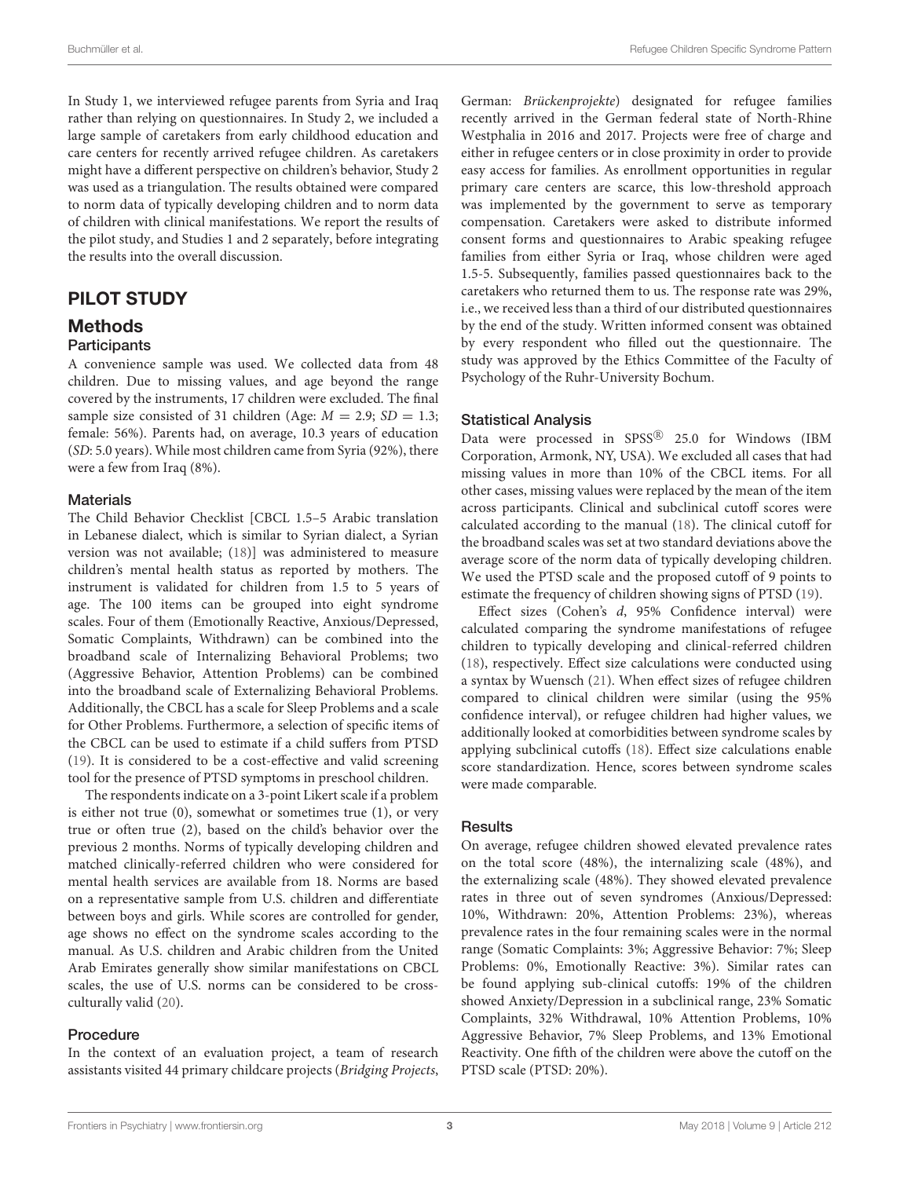In Study 1, we interviewed refugee parents from Syria and Iraq rather than relying on questionnaires. In Study 2, we included a large sample of caretakers from early childhood education and care centers for recently arrived refugee children. As caretakers might have a different perspective on children's behavior, Study 2 was used as a triangulation. The results obtained were compared to norm data of typically developing children and to norm data of children with clinical manifestations. We report the results of the pilot study, and Studies 1 and 2 separately, before integrating the results into the overall discussion.

# PILOT STUDY

## Methods

### Participants

A convenience sample was used. We collected data from 48 children. Due to missing values, and age beyond the range covered by the instruments, 17 children were excluded. The final sample size consisted of 31 children (Age: $M = 2.9$; $SD = 1.3$; female: 56%). Parents had, on average, 10.3 years of education (*SD*: 5.0 years). While most children came from Syria (92%), there were a few from Iraq (8%).

### Materials

The Child Behavior Checklist [CBCL 1.5–5 Arabic translation in Lebanese dialect, which is similar to Syrian dialect, a Syrian version was not available; (18)] was administered to measure children's mental health status as reported by mothers. The instrument is validated for children from 1.5 to 5 years of age. The 100 items can be grouped into eight syndrome scales. Four of them (Emotionally Reactive, Anxious/Depressed, Somatic Complaints, Withdrawn) can be combined into the broadband scale of Internalizing Behavioral Problems; two (Aggressive Behavior, Attention Problems) can be combined into the broadband scale of Externalizing Behavioral Problems. Additionally, the CBCL has a scale for Sleep Problems and a scale for Other Problems. Furthermore, a selection of specific items of the CBCL can be used to estimate if a child suffers from PTSD (19). It is considered to be a cost-effective and valid screening tool for the presence of PTSD symptoms in preschool children.

The respondents indicate on a 3-point Likert scale if a problem is either not true (0), somewhat or sometimes true (1), or very true or often true (2), based on the child's behavior over the previous 2 months. Norms of typically developing children and matched clinically-referred children who were considered for mental health services are available from 18. Norms are based on a representative sample from U.S. children and differentiate between boys and girls. While scores are controlled for gender, age shows no effect on the syndrome scales according to the manual. As U.S. children and Arabic children from the United Arab Emirates generally show similar manifestations on CBCL scales, the use of U.S. norms can be considered to be cross-culturally valid (20).

### Procedure

In the context of an evaluation project, a team of research assistants visited 44 primary childcare projects (*Bridging Projects*, German: *Brückenprojekte*) designated for refugee families recently arrived in the German federal state of North-Rhine Westphalia in 2016 and 2017. Projects were free of charge and either in refugee centers or in close proximity in order to provide easy access for families. As enrollment opportunities in regular primary care centers are scarce, this low-threshold approach was implemented by the government to serve as temporary compensation. Caretakers were asked to distribute informed consent forms and questionnaires to Arabic speaking refugee families from either Syria or Iraq, whose children were aged 1.5-5. Subsequently, families passed questionnaires back to the caretakers who returned them to us. The response rate was 29%, i.e., we received less than a third of our distributed questionnaires by the end of the study. Written informed consent was obtained by every respondent who filled out the questionnaire. The study was approved by the Ethics Committee of the Faculty of Psychology of the Ruhr-University Bochum.

### Statistical Analysis

Data were processed in SPSS® 25.0 for Windows (IBM Corporation, Armonk, NY, USA). We excluded all cases that had missing values in more than 10% of the CBCL items. For all other cases, missing values were replaced by the mean of the item across participants. Clinical and subclinical cutoff scores were calculated according to the manual (18). The clinical cutoff for the broadband scales was set at two standard deviations above the average score of the norm data of typically developing children. We used the PTSD scale and the proposed cutoff of 9 points to estimate the frequency of children showing signs of PTSD (19).

Effect sizes (Cohen's *d*, 95% Confidence interval) were calculated comparing the syndrome manifestations of refugee children to typically developing and clinical-referred children (18), respectively. Effect size calculations were conducted using a syntax by Wuensch (21). When effect sizes of refugee children compared to clinical children were similar (using the 95% confidence interval), or refugee children had higher values, we additionally looked at comorbidities between syndrome scales by applying subclinical cutoffs (18). Effect size calculations enable score standardization. Hence, scores between syndrome scales were made comparable.

## Results

On average, refugee children showed elevated prevalence rates on the total score (48%), the internalizing scale (48%), and the externalizing scale (48%). They showed elevated prevalence rates in three out of seven syndromes (Anxious/Depressed: 10%, Withdrawn: 20%, Attention Problems: 23%), whereas prevalence rates in the four remaining scales were in the normal range (Somatic Complaints: 3%; Aggressive Behavior: 7%; Sleep Problems: 0%, Emotionally Reactive: 3%). Similar rates can be found applying sub-clinical cutoffs: 19% of the children showed Anxiety/Depression in a subclinical range, 23% Somatic Complaints, 32% Withdrawal, 10% Attention Problems, 10% Aggressive Behavior, 7% Sleep Problems, and 13% Emotional Reactivity. One fifth of the children were above the cutoff on the PTSD scale (PTSD: 20%).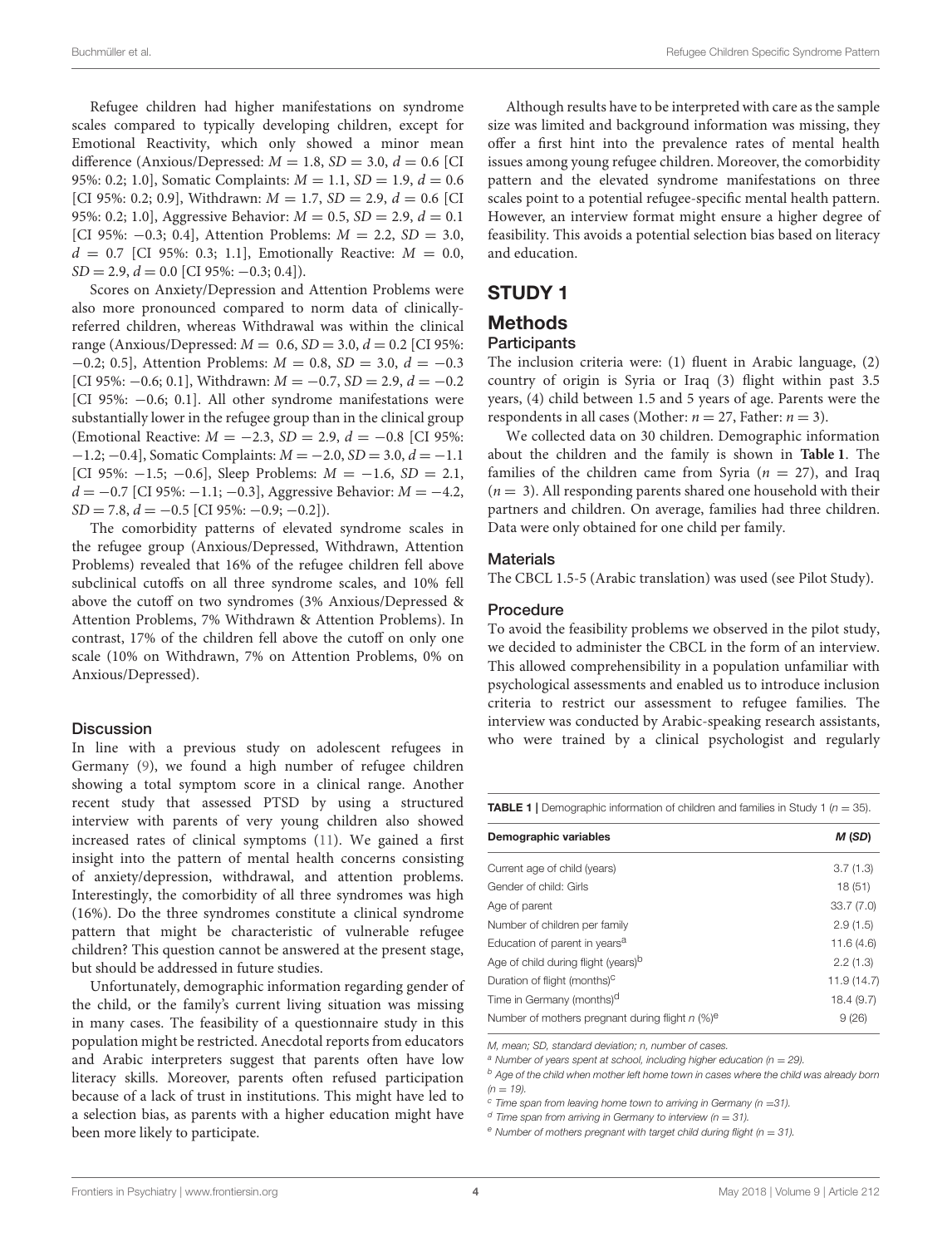Refugee children had higher manifestations on syndrome scales compared to typically developing children, except for Emotional Reactivity, which only showed a minor mean difference (Anxious/Depressed: $M = 1.8$, $SD = 3.0$, $d = 0.6$ [CI 95%: 0.2; 1.0], Somatic Complaints: $M = 1.1$, $SD = 1.9$, $d = 0.6$ [CI 95%: 0.2; 0.9], Withdrawn: $M = 1.7$, $SD = 2.9$, $d = 0.6$ [CI 95%: 0.2; 1.0], Aggressive Behavior: $M = 0.5$, $SD = 2.9$, $d = 0.1$ [CI 95%: −0.3; 0.4], Attention Problems: $M = 2.2$, $SD = 3.0$, $d = 0.7$ [CI 95%: 0.3; 1.1], Emotionally Reactive: $M = 0.0$, $SD = 2.9$, $d = 0.0$ [CI 95%: −0.3; 0.4]).

Scores on Anxiety/Depression and Attention Problems were also more pronounced compared to norm data of clinically-referred children, whereas Withdrawal was within the clinical range (Anxious/Depressed: $M = 0.6$, $SD = 3.0$, $d = 0.2$ [CI 95%: −0.2; 0.5], Attention Problems: $M = 0.8$, $SD = 3.0$, $d = -0.3$ [CI 95%: −0.6; 0.1], Withdrawn: $M = -0.7$, $SD = 2.9$, $d = -0.2$ [CI 95%: −0.6; 0.1]. All other syndrome manifestations were substantially lower in the refugee group than in the clinical group (Emotional Reactive: $M = -2.3$, $SD = 2.9$, $d = -0.8$ [CI 95%: −1.2; −0.4], Somatic Complaints: $M = -2.0$, $SD = 3.0$, $d = -1.1$ [CI 95%: −1.5; −0.6], Sleep Problems: $M = -1.6$, $SD = 2.1$, $d = -0.7$ [CI 95%: −1.1; −0.3], Aggressive Behavior: $M = -4.2$, $SD = 7.8$, $d = -0.5$ [CI 95%: −0.9; −0.2]).

The comorbidity patterns of elevated syndrome scales in the refugee group (Anxious/Depressed, Withdrawn, Attention Problems) revealed that 16% of the refugee children fell above subclinical cutoffs on all three syndrome scales, and 10% fell above the cutoff on two syndromes (3% Anxious/Depressed & Attention Problems, 7% Withdrawn & Attention Problems). In contrast, 17% of the children fell above the cutoff on only one scale (10% on Withdrawn, 7% on Attention Problems, 0% on Anxious/Depressed).

### Discussion

In line with a previous study on adolescent refugees in Germany (9), we found a high number of refugee children showing a total symptom score in a clinical range. Another recent study that assessed PTSD by using a structured interview with parents of very young children also showed increased rates of clinical symptoms (11). We gained a first insight into the pattern of mental health concerns consisting of anxiety/depression, withdrawal, and attention problems. Interestingly, the comorbidity of all three syndromes was high (16%). Do the three syndromes constitute a clinical syndrome pattern that might be characteristic of vulnerable refugee children? This question cannot be answered at the present stage, but should be addressed in future studies.

Unfortunately, demographic information regarding gender of the child, or the family's current living situation was missing in many cases. The feasibility of a questionnaire study in this population might be restricted. Anecdotal reports from educators and Arabic interpreters suggest that parents often have low literacy skills. Moreover, parents often refused participation because of a lack of trust in institutions. This might have led to a selection bias, as parents with a higher education might have been more likely to participate.

Although results have to be interpreted with care as the sample size was limited and background information was missing, they offer a first hint into the prevalence rates of mental health issues among young refugee children. Moreover, the comorbidity pattern and the elevated syndrome manifestations on three scales point to a potential refugee-specific mental health pattern. However, an interview format might ensure a higher degree of feasibility. This avoids a potential selection bias based on literacy and education.

## STUDY 1

## Methods

### Participants

The inclusion criteria were: (1) fluent in Arabic language, (2) country of origin is Syria or Iraq (3) flight within past 3.5 years, (4) child between 1.5 and 5 years of age. Parents were the respondents in all cases (Mother: $n = 27$, Father: $n = 3$).

We collected data on 30 children. Demographic information about the children and the family is shown in **Table 1**. The families of the children came from Syria ($n = 27$), and Iraq ($n = 3$). All responding parents shared one household with their partners and children. On average, families had three children. Data were only obtained for one child per family.

### Materials

The CBCL 1.5-5 (Arabic translation) was used (see Pilot Study).

### Procedure

To avoid the feasibility problems we observed in the pilot study, we decided to administer the CBCL in the form of an interview. This allowed comprehensibility in a population unfamiliar with psychological assessments and enabled us to introduce inclusion criteria to restrict our assessment to refugee families. The interview was conducted by Arabic-speaking research assistants, who were trained by a clinical psychologist and regularly

**TABLE 1** | Demographic information of children and families in Study 1 ($n = 35$).

| Demographic variables | *M (SD)* |
|---|---|
| Current age of child (years) | 3.7 (1.3) |
| Gender of child: Girls | 18 (51) |
| Age of parent | 33.7 (7.0) |
| Number of children per family | 2.9 (1.5) |
| Education of parent in years[a] | 11.6 (4.6) |
| Age of child during flight (years)[b] | 2.2 (1.3) |
| Duration of flight (months)[c] | 11.9 (14.7) |
| Time in Germany (months)[d] | 18.4 (9.7) |
| Number of mothers pregnant during flight *n* (%)[e] | 9 (26) |

*M, mean; SD, standard deviation; n, number of cases.*

[a] *Number of years spent at school, including higher education ($n = 29$).*

[b] *Age of the child when mother left home town in cases where the child was already born ($n = 19$).*

[c] *Time span from leaving home town to arriving in Germany ($n = 31$).*

[d] *Time span from arriving in Germany to interview ($n = 31$).*

[e] *Number of mothers pregnant with target child during flight ($n = 31$).*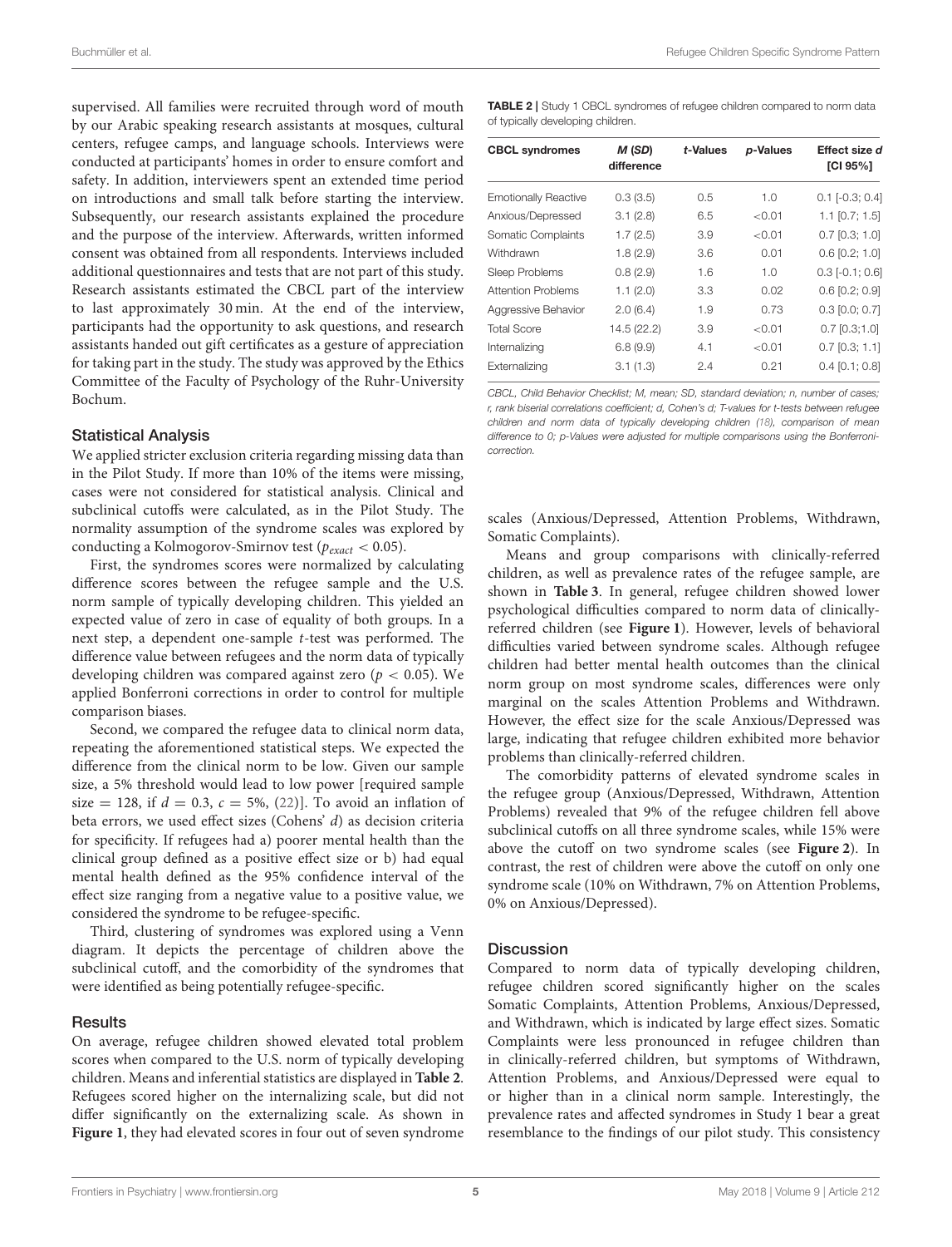supervised. All families were recruited through word of mouth by our Arabic speaking research assistants at mosques, cultural centers, refugee camps, and language schools. Interviews were conducted at participants' homes in order to ensure comfort and safety. In addition, interviewers spent an extended time period on introductions and small talk before starting the interview. Subsequently, our research assistants explained the procedure and the purpose of the interview. Afterwards, written informed consent was obtained from all respondents. Interviews included additional questionnaires and tests that are not part of this study. Research assistants estimated the CBCL part of the interview to last approximately 30 min. At the end of the interview, participants had the opportunity to ask questions, and research assistants handed out gift certificates as a gesture of appreciation for taking part in the study. The study was approved by the Ethics Committee of the Faculty of Psychology of the Ruhr-University Bochum.

### Statistical Analysis

We applied stricter exclusion criteria regarding missing data than in the Pilot Study. If more than 10% of the items were missing, cases were not considered for statistical analysis. Clinical and subclinical cutoffs were calculated, as in the Pilot Study. The normality assumption of the syndrome scales was explored by conducting a Kolmogorov-Smirnov test ($p_{exact} < 0.05$).

First, the syndromes scores were normalized by calculating difference scores between the refugee sample and the U.S. norm sample of typically developing children. This yielded an expected value of zero in case of equality of both groups. In a next step, a dependent one-sample *t*-test was performed. The difference value between refugees and the norm data of typically developing children was compared against zero ($p < 0.05$). We applied Bonferroni corrections in order to control for multiple comparison biases.

Second, we compared the refugee data to clinical norm data, repeating the aforementioned statistical steps. We expected the difference from the clinical norm to be low. Given our sample size, a 5% threshold would lead to low power [required sample size = 128, if $d = 0.3$, $c = 5\%$, (22)]. To avoid an inflation of beta errors, we used effect sizes (Cohens' *d*) as decision criteria for specificity. If refugees had a) poorer mental health than the clinical group defined as a positive effect size or b) had equal mental health defined as the 95% confidence interval of the effect size ranging from a negative value to a positive value, we considered the syndrome to be refugee-specific.

Third, clustering of syndromes was explored using a Venn diagram. It depicts the percentage of children above the subclinical cutoff, and the comorbidity of the syndromes that were identified as being potentially refugee-specific.

### Results

On average, refugee children showed elevated total problem scores when compared to the U.S. norm of typically developing children. Means and inferential statistics are displayed in **Table 2**. Refugees scored higher on the internalizing scale, but did not differ significantly on the externalizing scale. As shown in **Figure 1**, they had elevated scores in four out of seven syndrome scales (Anxious/Depressed, Attention Problems, Withdrawn, Somatic Complaints).

**TABLE 2** | Study 1 CBCL syndromes of refugee children compared to norm data of typically developing children.

| CBCL syndromes | *M* (*SD*) difference | *t*-Values | *p*-Values | Effect size *d* [CI 95%] |
|---|---|---|---|---|
| Emotionally Reactive | 0.3 (3.5) | 0.5 | 1.0 | 0.1 [-0.3; 0.4] |
| Anxious/Depressed | 3.1 (2.8) | 6.5 | <0.01 | 1.1 [0.7; 1.5] |
| Somatic Complaints | 1.7 (2.5) | 3.9 | <0.01 | 0.7 [0.3; 1.0] |
| Withdrawn | 1.8 (2.9) | 3.6 | 0.01 | 0.6 [0.2; 1.0] |
| Sleep Problems | 0.8 (2.9) | 1.6 | 1.0 | 0.3 [-0.1; 0.6] |
| Attention Problems | 1.1 (2.0) | 3.3 | 0.02 | 0.6 [0.2; 0.9] |
| Aggressive Behavior | 2.0 (6.4) | 1.9 | 0.73 | 0.3 [0.0; 0.7] |
| Total Score | 14.5 (22.2) | 3.9 | <0.01 | 0.7 [0.3;1.0] |
| Internalizing | 6.8 (9.9) | 4.1 | <0.01 | 0.7 [0.3; 1.1] |
| Externalizing | 3.1 (1.3) | 2.4 | 0.21 | 0.4 [0.1; 0.8] |

*CBCL, Child Behavior Checklist; M, mean; SD, standard deviation; n, number of cases; r, rank biserial correlations coefficient; d, Cohen's d; T-values for t-tests between refugee children and norm data of typically developing children (18), comparison of mean difference to 0; p-Values were adjusted for multiple comparisons using the Bonferroni-correction.*

Means and group comparisons with clinically-referred children, as well as prevalence rates of the refugee sample, are shown in **Table 3**. In general, refugee children showed lower psychological difficulties compared to norm data of clinically-referred children (see **Figure 1**). However, levels of behavioral difficulties varied between syndrome scales. Although refugee children had better mental health outcomes than the clinical norm group on most syndrome scales, differences were only marginal on the scales Attention Problems and Withdrawn. However, the effect size for the scale Anxious/Depressed was large, indicating that refugee children exhibited more behavior problems than clinically-referred children.

The comorbidity patterns of elevated syndrome scales in the refugee group (Anxious/Depressed, Withdrawn, Attention Problems) revealed that 9% of the refugee children fell above subclinical cutoffs on all three syndrome scales, while 15% were above the cutoff on two syndrome scales (see **Figure 2**). In contrast, the rest of children were above the cutoff on only one syndrome scale (10% on Withdrawn, 7% on Attention Problems, 0% on Anxious/Depressed).

### Discussion

Compared to norm data of typically developing children, refugee children scored significantly higher on the scales Somatic Complaints, Attention Problems, Anxious/Depressed, and Withdrawn, which is indicated by large effect sizes. Somatic Complaints were less pronounced in refugee children than in clinically-referred children, but symptoms of Withdrawn, Attention Problems, and Anxious/Depressed were equal to or higher than in a clinical norm sample. Interestingly, the prevalence rates and affected syndromes in Study 1 bear a great resemblance to the findings of our pilot study. This consistency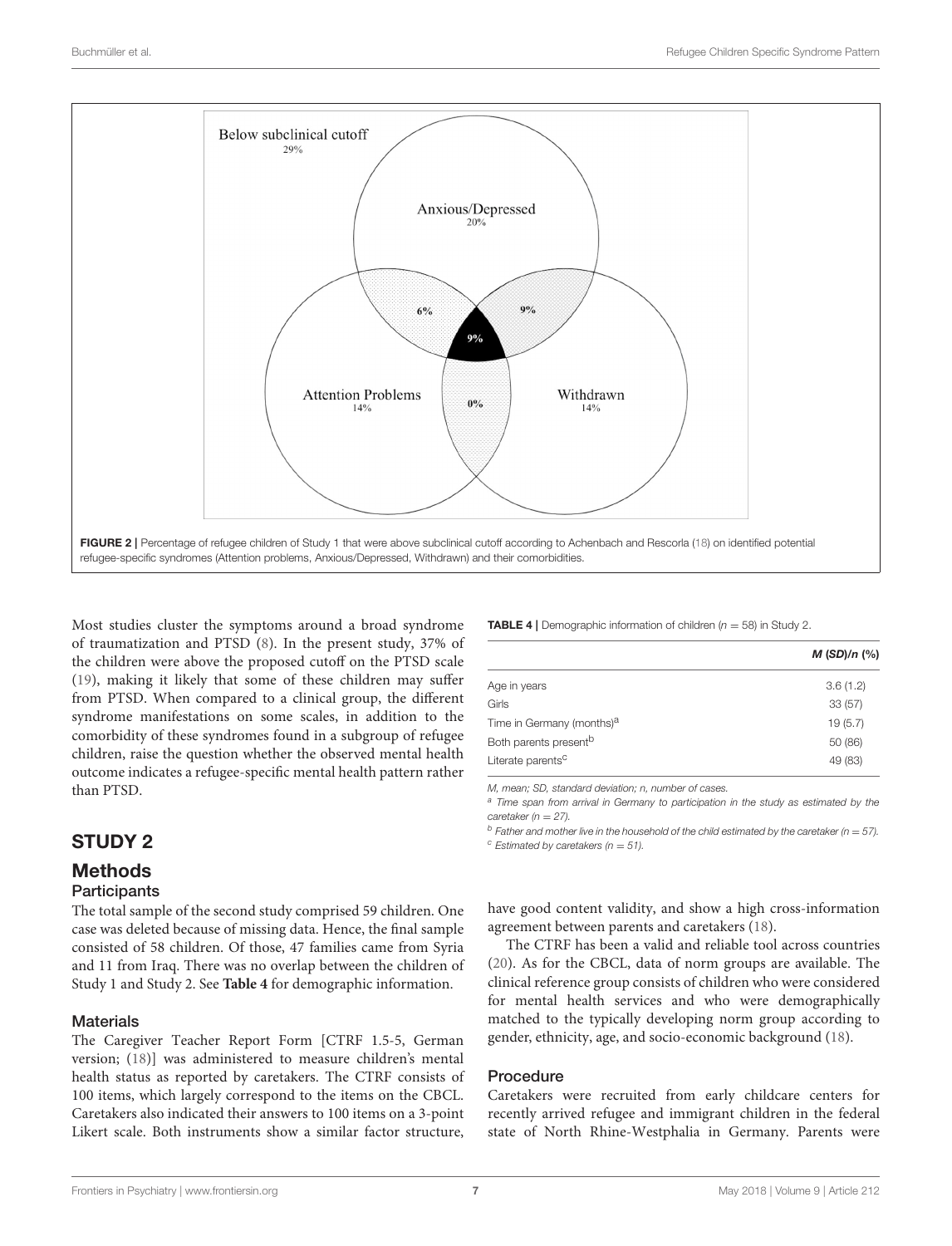Below subclinical cutoff
29%

Anxious/Depressed
20%

6%

9%

9%

Attention Problems
14%

0%

Withdrawn
14%

**FIGURE 2 |** Percentage of refugee children of Study 1 that were above subclinical cutoff according to Achenbach and Rescorla (18) on identified potential refugee-specific syndromes (Attention problems, Anxious/Depressed, Withdrawn) and their comorbidities.

Most studies cluster the symptoms around a broad syndrome of traumatization and PTSD (8). In the present study, 37% of the children were above the proposed cutoff on the PTSD scale (19), making it likely that some of these children may suffer from PTSD. When compared to a clinical group, the different syndrome manifestations on some scales, in addition to the comorbidity of these syndromes found in a subgroup of refugee children, raise the question whether the observed mental health outcome indicates a refugee-specific mental health pattern rather than PTSD.

## STUDY 2

## Methods

### Participants

The total sample of the second study comprised 59 children. One case was deleted because of missing data. Hence, the final sample consisted of 58 children. Of those, 47 families came from Syria and 11 from Iraq. There was no overlap between the children of Study 1 and Study 2. See **Table 4** for demographic information.

**TABLE 4 |** Demographic information of children ($n = 58$) in Study 2.

| | *M (SD)/n (%)* |
|---|---|
| Age in years | 3.6 (1.2) |
| Girls | 33 (57) |
| Time in Germany (months)[a] | 19 (5.7) |
| Both parents present[b] | 50 (86) |
| Literate parents[c] | 49 (83) |

*M, mean; SD, standard deviation; n, number of cases.*

[a] *Time span from arrival in Germany to participation in the study as estimated by the caretaker (n = 27).*

[b] *Father and mother live in the household of the child estimated by the caretaker (n = 57).*

[c] *Estimated by caretakers (n = 51).*

### Materials

The Caregiver Teacher Report Form [CTRF 1.5-5, German version; (18)] was administered to measure children's mental health status as reported by caretakers. The CTRF consists of 100 items, which largely correspond to the items on the CBCL. Caretakers also indicated their answers to 100 items on a 3-point Likert scale. Both instruments show a similar factor structure, have good content validity, and show a high cross-information agreement between parents and caretakers (18).

The CTRF has been a valid and reliable tool across countries (20). As for the CBCL, data of norm groups are available. The clinical reference group consists of children who were considered for mental health services and who were demographically matched to the typically developing norm group according to gender, ethnicity, age, and socio-economic background (18).

### Procedure

Caretakers were recruited from early childcare centers for recently arrived refugee and immigrant children in the federal state of North Rhine-Westphalia in Germany. Parents were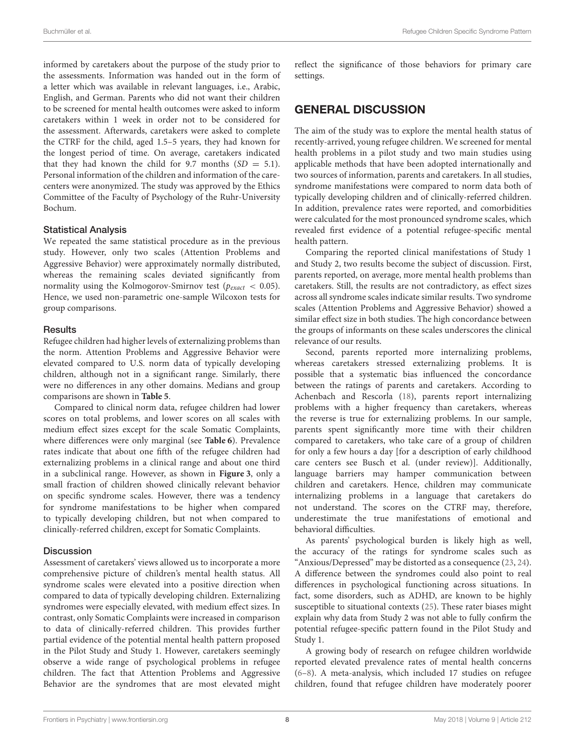informed by caretakers about the purpose of the study prior to the assessments. Information was handed out in the form of a letter which was available in relevant languages, i.e., Arabic, English, and German. Parents who did not want their children to be screened for mental health outcomes were asked to inform caretakers within 1 week in order not to be considered for the assessment. Afterwards, caretakers were asked to complete the CTRF for the child, aged 1.5–5 years, they had known for the longest period of time. On average, caretakers indicated that they had known the child for 9.7 months ($SD = 5.1$). Personal information of the children and information of the care-centers were anonymized. The study was approved by the Ethics Committee of the Faculty of Psychology of the Ruhr-University Bochum.

### Statistical Analysis

We repeated the same statistical procedure as in the previous study. However, only two scales (Attention Problems and Aggressive Behavior) were approximately normally distributed, whereas the remaining scales deviated significantly from normality using the Kolmogorov-Smirnov test ($p_{exact} < 0.05$). Hence, we used non-parametric one-sample Wilcoxon tests for group comparisons.

### Results

Refugee children had higher levels of externalizing problems than the norm. Attention Problems and Aggressive Behavior were elevated compared to U.S. norm data of typically developing children, although not in a significant range. Similarly, there were no differences in any other domains. Medians and group comparisons are shown in **Table 5**.

Compared to clinical norm data, refugee children had lower scores on total problems, and lower scores on all scales with medium effect sizes except for the scale Somatic Complaints, where differences were only marginal (see **Table 6**). Prevalence rates indicate that about one fifth of the refugee children had externalizing problems in a clinical range and about one third in a subclinical range. However, as shown in **Figure 3**, only a small fraction of children showed clinically relevant behavior on specific syndrome scales. However, there was a tendency for syndrome manifestations to be higher when compared to typically developing children, but not when compared to clinically-referred children, except for Somatic Complaints.

### Discussion

Assessment of caretakers' views allowed us to incorporate a more comprehensive picture of children's mental health status. All syndrome scales were elevated into a positive direction when compared to data of typically developing children. Externalizing syndromes were especially elevated, with medium effect sizes. In contrast, only Somatic Complaints were increased in comparison to data of clinically-referred children. This provides further partial evidence of the potential mental health pattern proposed in the Pilot Study and Study 1. However, caretakers seemingly observe a wide range of psychological problems in refugee children. The fact that Attention Problems and Aggressive Behavior are the syndromes that are most elevated might reflect the significance of those behaviors for primary care settings.

## GENERAL DISCUSSION

The aim of the study was to explore the mental health status of recently-arrived, young refugee children. We screened for mental health problems in a pilot study and two main studies using applicable methods that have been adopted internationally and two sources of information, parents and caretakers. In all studies, syndrome manifestations were compared to norm data both of typically developing children and of clinically-referred children. In addition, prevalence rates were reported, and comorbidities were calculated for the most pronounced syndrome scales, which revealed first evidence of a potential refugee-specific mental health pattern.

Comparing the reported clinical manifestations of Study 1 and Study 2, two results become the subject of discussion. First, parents reported, on average, more mental health problems than caretakers. Still, the results are not contradictory, as effect sizes across all syndrome scales indicate similar results. Two syndrome scales (Attention Problems and Aggressive Behavior) showed a similar effect size in both studies. The high concordance between the groups of informants on these scales underscores the clinical relevance of our results.

Second, parents reported more internalizing problems, whereas caretakers stressed externalizing problems. It is possible that a systematic bias influenced the concordance between the ratings of parents and caretakers. According to Achenbach and Rescorla (18), parents report internalizing problems with a higher frequency than caretakers, whereas the reverse is true for externalizing problems. In our sample, parents spent significantly more time with their children compared to caretakers, who take care of a group of children for only a few hours a day [for a description of early childhood care centers see Busch et al. (under review)]. Additionally, language barriers may hamper communication between children and caretakers. Hence, children may communicate internalizing problems in a language that caretakers do not understand. The scores on the CTRF may, therefore, underestimate the true manifestations of emotional and behavioral difficulties.

As parents' psychological burden is likely high as well, the accuracy of the ratings for syndrome scales such as "Anxious/Depressed" may be distorted as a consequence (23, 24). A difference between the syndromes could also point to real differences in psychological functioning across situations. In fact, some disorders, such as ADHD, are known to be highly susceptible to situational contexts (25). These rater biases might explain why data from Study 2 was not able to fully confirm the potential refugee-specific pattern found in the Pilot Study and Study 1.

A growing body of research on refugee children worldwide reported elevated prevalence rates of mental health concerns (6–8). A meta-analysis, which included 17 studies on refugee children, found that refugee children have moderately poorer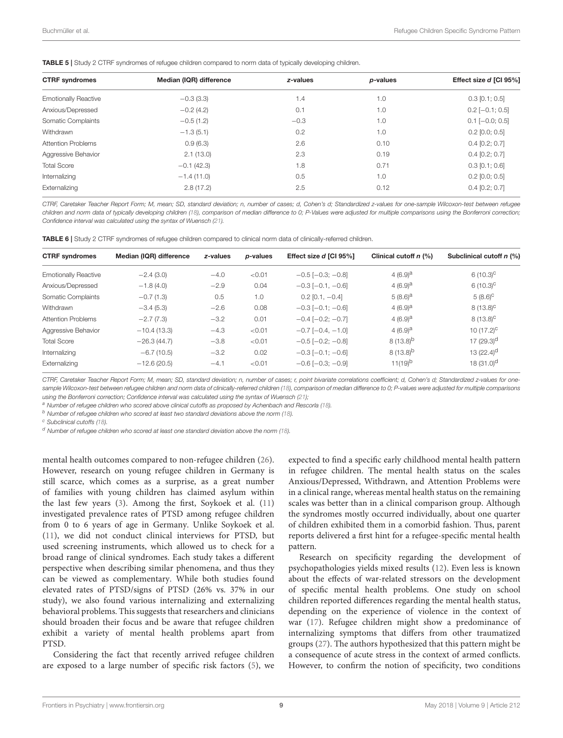**TABLE 5** | Study 2 CTRF syndromes of refugee children compared to norm data of typically developing children.

| CTRF syndromes | Median (IQR) difference | z-values | p-values | Effect size d [CI 95%] |
|---|---|---|---|---|
| Emotionally Reactive | −0.3 (3.3) | 1.4 | 1.0 | 0.3 [0.1; 0.5] |
| Anxious/Depressed | −0.2 (4.2) | 0.1 | 1.0 | 0.2 [−0.1; 0.5] |
| Somatic Complaints | −0.5 (1.2) | −0.3 | 1.0 | 0.1 [−0.0; 0.5] |
| Withdrawn | −1.3 (5.1) | 0.2 | 1.0 | 0.2 [0.0; 0.5] |
| Attention Problems | 0.9 (6.3) | 2.6 | 0.10 | 0.4 [0.2; 0.7] |
| Aggressive Behavior | 2.1 (13.0) | 2.3 | 0.19 | 0.4 [0.2; 0.7] |
| Total Score | −0.1 (42.3) | 1.8 | 0.71 | 0.3 [0.1; 0.6] |
| Internalizing | −1.4 (11.0) | 0.5 | 1.0 | 0.2 [0.0; 0.5] |
| Externalizing | 2.8 (17.2) | 2.5 | 0.12 | 0.4 [0.2; 0.7] |

*CTRF, Caretaker Teacher Report Form; M, mean; SD, standard deviation; n, number of cases; d, Cohen's d; Standardized z-values for one-sample Wilcoxon-test between refugee children and norm data of typically developing children (18), comparison of median difference to 0; P-Values were adjusted for multiple comparisons using the Bonferroni correction; Confidence interval was calculated using the syntax of Wuensch (21).*

**TABLE 6** | Study 2 CTRF syndromes of refugee children compared to clinical norm data of clinically-referred children.

| CTRF syndromes | Median (IQR) difference | z-values | p-values | Effect size d [CI 95%] | Clinical cutoff n (%) | Subclinical cutoff n (%) |
|---|---|---|---|---|---|---|
| Emotionally Reactive | −2.4 (3.0) | −4.0 | <0.01 | −0.5 [−0.3; −0.8] | 4 (6.9)[a] | 6 (10.3)[c] |
| Anxious/Depressed | −1.8 (4.0) | −2.9 | 0.04 | −0.3 [−0.1, −0.6] | 4 (6.9)[a] | 6 (10.3)[c] |
| Somatic Complaints | −0.7 (1.3) | 0.5 | 1.0 | 0.2 [0.1, −0.4] | 5 (8.6)[a] | 5 (8.6)[c] |
| Withdrawn | −3.4 (5.3) | −2.6 | 0.08 | −0.3 [−0.1; −0.6] | 4 (6.9)[a] | 8 (13.8)[c] |
| Attention Problems | −2.7 (7.3) | −3.2 | 0.01 | −0.4 [−0.2; −0.7] | 4 (6.9)[a] | 8 (13.8)[c] |
| Aggressive Behavior | −10.4 (13.3) | −4.3 | <0.01 | −0.7 [−0.4, −1.0] | 4 (6.9)[a] | 10 (17.2)[c] |
| Total Score | −26.3 (44.7) | −3.8 | <0.01 | −0.5 [−0.2; −0.8] | 8 (13.8)[b] | 17 (29.3)[d] |
| Internalizing | −6.7 (10.5) | −3.2 | 0.02 | −0.3 [−0.1; −0.6] | 8 (13.8)[b] | 13 (22.4)[d] |
| Externalizing | −12.6 (20.5) | −4.1 | <0.01 | −0.6 [−0.3; −0.9] | 11(19)[b] | 18 (31.0)[d] |

*CTRF, Caretaker Teacher Report Form; M, mean; SD, standard deviation; n, number of cases; r, point bivariate correlations coefficient; d, Cohen's d; Standardized z-values for one-sample Wilcoxon-test between refugee children and norm data of clinically-referred children (18), comparison of median difference to 0; P-values were adjusted for multiple comparisons using the Bonferroni correction; Confidence interval was calculated using the syntax of Wuensch (21);*

[a] *Number of refugee children who scored above clinical cutoffs as proposed by Achenbach and Rescorla (18).*

[b] *Number of refugee children who scored at least two standard deviations above the norm (18).*

[c] *Subclinical cutoffs (18).*

[d] *Number of refugee children who scored at least one standard deviation above the norm (18).*

mental health outcomes compared to non-refugee children (26). However, research on young refugee children in Germany is still scarce, which comes as a surprise, as a great number of families with young children has claimed asylum within the last few years (3). Among the first, Soykoek et al. (11) investigated prevalence rates of PTSD among refugee children from 0 to 6 years of age in Germany. Unlike Soykoek et al. (11), we did not conduct clinical interviews for PTSD, but used screening instruments, which allowed us to check for a broad range of clinical syndromes. Each study takes a different perspective when describing similar phenomena, and thus they can be viewed as complementary. While both studies found elevated rates of PTSD/signs of PTSD (26% vs. 37% in our study), we also found various internalizing and externalizing behavioral problems. This suggests that researchers and clinicians should broaden their focus and be aware that refugee children exhibit a variety of mental health problems apart from PTSD.

Considering the fact that recently arrived refugee children are exposed to a large number of specific risk factors (5), we expected to find a specific early childhood mental health pattern in refugee children. The mental health status on the scales Anxious/Depressed, Withdrawn, and Attention Problems were in a clinical range, whereas mental health status on the remaining scales was better than in a clinical comparison group. Although the syndromes mostly occurred individually, about one quarter of children exhibited them in a comorbid fashion. Thus, parent reports delivered a first hint for a refugee-specific mental health pattern.

Research on specificity regarding the development of psychopathologies yields mixed results (12). Even less is known about the effects of war-related stressors on the development of specific mental health problems. One study on school children reported differences regarding the mental health status, depending on the experience of violence in the context of war (17). Refugee children might show a predominance of internalizing symptoms that differs from other traumatized groups (27). The authors hypothesized that this pattern might be a consequence of acute stress in the context of armed conflicts. However, to confirm the notion of specificity, two conditions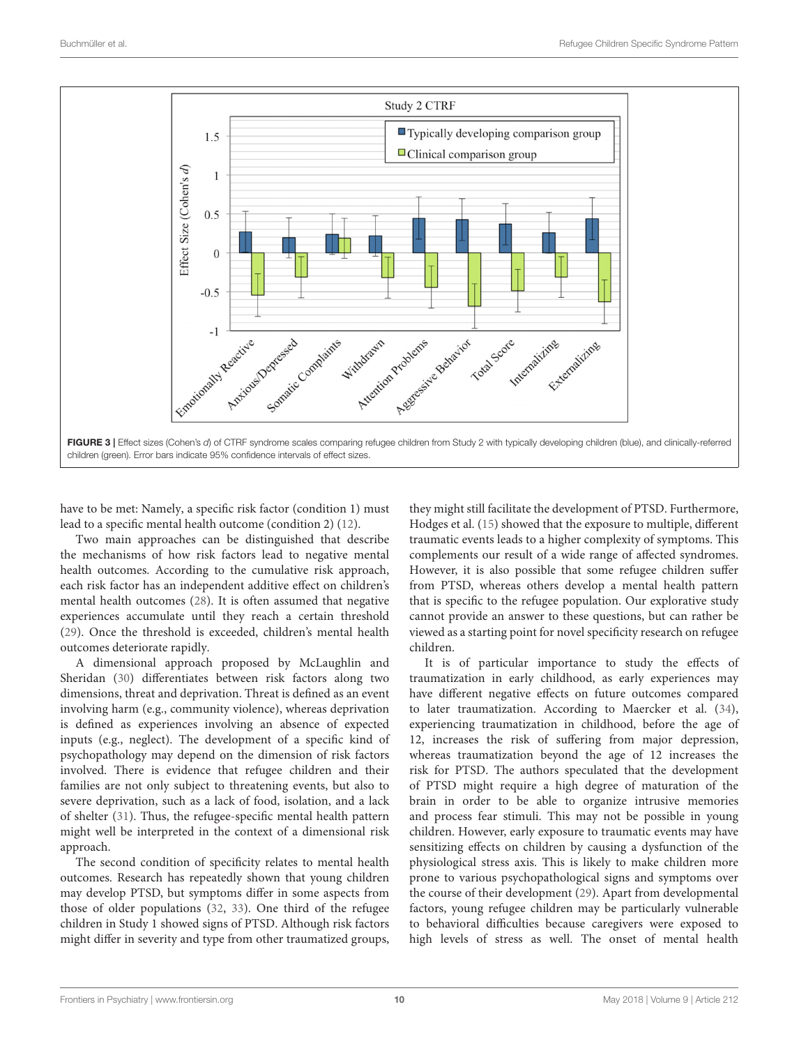Study 2 CTRF

Typically developing comparison group

Clinical comparison group

Effect Size (Cohen's *d*)

1.5

1

0.5

0

-0.5

-1

Emotionally Reactive

Anxious/Depressed

Somatic Complaints

Withdrawn

Attention Problems

Aggressive Behavior

Total Score

Internalizing

Externalizing

**FIGURE 3 |** Effect sizes (Cohen's *d*) of CTRF syndrome scales comparing refugee children from Study 2 with typically developing children (blue), and clinically-referred children (green). Error bars indicate 95% confidence intervals of effect sizes.

have to be met: Namely, a specific risk factor (condition 1) must lead to a specific mental health outcome (condition 2) (12).

Two main approaches can be distinguished that describe the mechanisms of how risk factors lead to negative mental health outcomes. According to the cumulative risk approach, each risk factor has an independent additive effect on children's mental health outcomes (28). It is often assumed that negative experiences accumulate until they reach a certain threshold (29). Once the threshold is exceeded, children's mental health outcomes deteriorate rapidly.

A dimensional approach proposed by McLaughlin and Sheridan (30) differentiates between risk factors along two dimensions, threat and deprivation. Threat is defined as an event involving harm (e.g., community violence), whereas deprivation is defined as experiences involving an absence of expected inputs (e.g., neglect). The development of a specific kind of psychopathology may depend on the dimension of risk factors involved. There is evidence that refugee children and their families are not only subject to threatening events, but also to severe deprivation, such as a lack of food, isolation, and a lack of shelter (31). Thus, the refugee-specific mental health pattern might well be interpreted in the context of a dimensional risk approach.

The second condition of specificity relates to mental health outcomes. Research has repeatedly shown that young children may develop PTSD, but symptoms differ in some aspects from those of older populations (32, 33). One third of the refugee children in Study 1 showed signs of PTSD. Although risk factors might differ in severity and type from other traumatized groups, they might still facilitate the development of PTSD. Furthermore, Hodges et al. (15) showed that the exposure to multiple, different traumatic events leads to a higher complexity of symptoms. This complements our result of a wide range of affected syndromes. However, it is also possible that some refugee children suffer from PTSD, whereas others develop a mental health pattern that is specific to the refugee population. Our explorative study cannot provide an answer to these questions, but can rather be viewed as a starting point for novel specificity research on refugee children.

It is of particular importance to study the effects of traumatization in early childhood, as early experiences may have different negative effects on future outcomes compared to later traumatization. According to Maercker et al. (34), experiencing traumatization in childhood, before the age of 12, increases the risk of suffering from major depression, whereas traumatization beyond the age of 12 increases the risk for PTSD. The authors speculated that the development of PTSD might require a high degree of maturation of the brain in order to be able to organize intrusive memories and process fear stimuli. This may not be possible in young children. However, early exposure to traumatic events may have sensitizing effects on children by causing a dysfunction of the physiological stress axis. This is likely to make children more prone to various psychopathological signs and symptoms over the course of their development (29). Apart from developmental factors, young refugee children may be particularly vulnerable to behavioral difficulties because caregivers were exposed to high levels of stress as well. The onset of mental health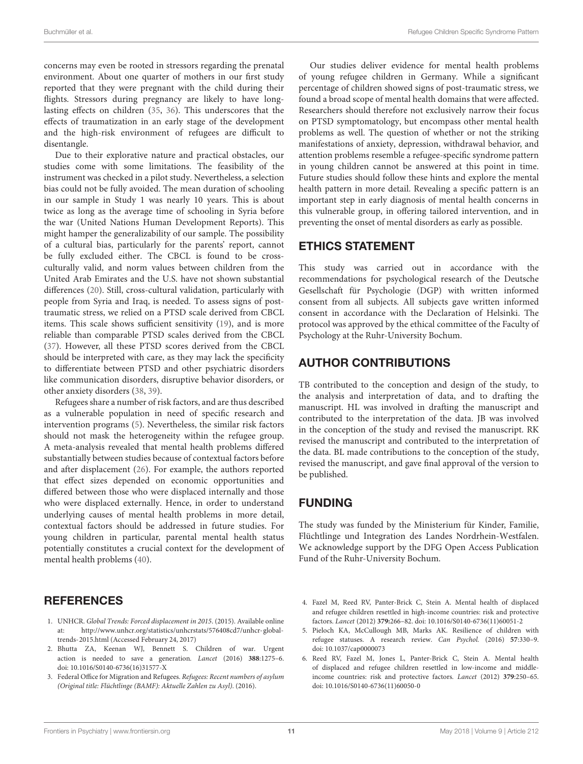concerns may even be rooted in stressors regarding the prenatal environment. About one quarter of mothers in our first study reported that they were pregnant with the child during their flights. Stressors during pregnancy are likely to have long-lasting effects on children (35, 36). This underscores that the effects of traumatization in an early stage of the development and the high-risk environment of refugees are difficult to disentangle.

Due to their explorative nature and practical obstacles, our studies come with some limitations. The feasibility of the instrument was checked in a pilot study. Nevertheless, a selection bias could not be fully avoided. The mean duration of schooling in our sample in Study 1 was nearly 10 years. This is about twice as long as the average time of schooling in Syria before the war (United Nations Human Development Reports). This might hamper the generalizability of our sample. The possibility of a cultural bias, particularly for the parents' report, cannot be fully excluded either. The CBCL is found to be cross-culturally valid, and norm values between children from the United Arab Emirates and the U.S. have not shown substantial differences (20). Still, cross-cultural validation, particularly with people from Syria and Iraq, is needed. To assess signs of post-traumatic stress, we relied on a PTSD scale derived from CBCL items. This scale shows sufficient sensitivity (19), and is more reliable than comparable PTSD scales derived from the CBCL (37). However, all these PTSD scores derived from the CBCL should be interpreted with care, as they may lack the specificity to differentiate between PTSD and other psychiatric disorders like communication disorders, disruptive behavior disorders, or other anxiety disorders (38, 39).

Refugees share a number of risk factors, and are thus described as a vulnerable population in need of specific research and intervention programs (5). Nevertheless, the similar risk factors should not mask the heterogeneity within the refugee group. A meta-analysis revealed that mental health problems differed substantially between studies because of contextual factors before and after displacement (26). For example, the authors reported that effect sizes depended on economic opportunities and differed between those who were displaced internally and those who were displaced externally. Hence, in order to understand underlying causes of mental health problems in more detail, contextual factors should be addressed in future studies. For young children in particular, parental mental health status potentially constitutes a crucial context for the development of mental health problems (40).

Our studies deliver evidence for mental health problems of young refugee children in Germany. While a significant percentage of children showed signs of post-traumatic stress, we found a broad scope of mental health domains that were affected. Researchers should therefore not exclusively narrow their focus on PTSD symptomatology, but encompass other mental health problems as well. The question of whether or not the striking manifestations of anxiety, depression, withdrawal behavior, and attention problems resemble a refugee-specific syndrome pattern in young children cannot be answered at this point in time. Future studies should follow these hints and explore the mental health pattern in more detail. Revealing a specific pattern is an important step in early diagnosis of mental health concerns in this vulnerable group, in offering tailored intervention, and in preventing the onset of mental disorders as early as possible.

## ETHICS STATEMENT

This study was carried out in accordance with the recommendations for psychological research of the Deutsche Gesellschaft für Psychologie (DGP) with written informed consent from all subjects. All subjects gave written informed consent in accordance with the Declaration of Helsinki. The protocol was approved by the ethical committee of the Faculty of Psychology at the Ruhr-University Bochum.

## AUTHOR CONTRIBUTIONS

TB contributed to the conception and design of the study, to the analysis and interpretation of data, and to drafting the manuscript. HL was involved in drafting the manuscript and contributed to the interpretation of the data. JB was involved in the conception of the study and revised the manuscript. RK revised the manuscript and contributed to the interpretation of the data. BL made contributions to the conception of the study, revised the manuscript, and gave final approval of the version to be published.

## FUNDING

The study was funded by the Ministerium für Kinder, Familie, Flüchtlinge und Integration des Landes Nordrhein-Westfalen. We acknowledge support by the DFG Open Access Publication Fund of the Ruhr-University Bochum.

## REFERENCES

1. UNHCR. *Global Trends: Forced displacement in 2015*. (2015). Available online at: http://www.unhcr.org/statistics/unhcrstats/576408cd7/unhcr-global-trends-2015.html (Accessed February 24, 2017)
2. Bhutta ZA, Keenan WJ, Bennett S. Children of war. Urgent action is needed to save a generation. *Lancet* (2016) **388**:1275–6. doi: 10.1016/S0140-6736(16)31577-X
3. Federal Office for Migration and Refugees. *Refugees: Recent numbers of asylum (Original title: Flüchtlinge (BAMF): Aktuelle Zahlen zu Asyl)*. (2016).
4. Fazel M, Reed RV, Panter-Brick C, Stein A. Mental health of displaced and refugee children resettled in high-income countries: risk and protective factors. *Lancet* (2012) **379**:266–82. doi: 10.1016/S0140-6736(11)60051-2
5. Pieloch KA, McCullough MB, Marks AK. Resilience of children with refugee statuses. A research review. *Can Psychol.* (2016) **57**:330–9. doi: 10.1037/cap0000073
6. Reed RV, Fazel M, Jones L, Panter-Brick C, Stein A. Mental health of displaced and refugee children resettled in low-income and middle-income countries: risk and protective factors. *Lancet* (2012) **379**:250–65. doi: 10.1016/S0140-6736(11)60050-0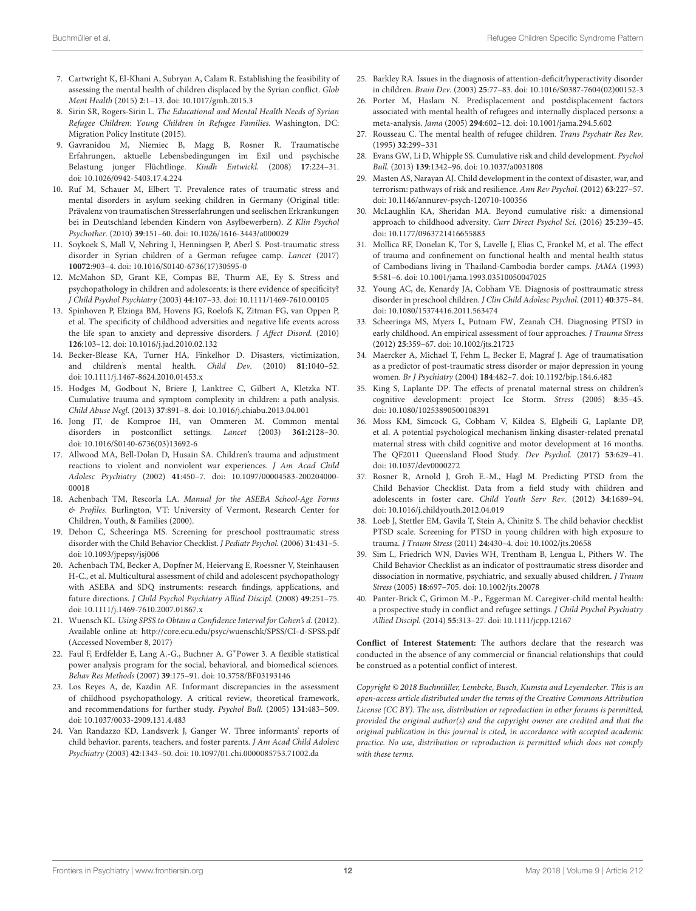7. Cartwright K, El-Khani A, Subryan A, Calam R. Establishing the feasibility of assessing the mental health of children displaced by the Syrian conflict. *Glob Ment Health* (2015) **2**:1–13. doi: 10.1017/gmh.2015.3
8. Sirin SR, Rogers-Sirin L. *The Educational and Mental Health Needs of Syrian Refugee Children: Young Children in Refugee Families*. Washington, DC: Migration Policy Institute (2015).
9. Gavranidou M, Niemiec B, Magg B, Rosner R. Traumatische Erfahrungen, aktuelle Lebensbedingungen im Exil und psychische Belastung junger Flüchtlinge. *Kindh Entwickl.* (2008) **17**:224–31. doi: 10.1026/0942-5403.17.4.224
10. Ruf M, Schauer M, Elbert T. Prevalence rates of traumatic stress and mental disorders in asylum seeking children in Germany (Original title: Prävalenz von traumatischen Stresserfahrungen und seelischen Erkrankungen bei in Deutschland lebenden Kindern von Asylbewerbern). *Z Klin Psychol Psychother.* (2010) **39**:151–60. doi: 10.1026/1616-3443/a000029
11. Soykoek S, Mall V, Nehring I, Henningsen P, Aberl S. Post-traumatic stress disorder in Syrian children of a German refugee camp. *Lancet* (2017) **10072**:903–4. doi: 10.1016/S0140-6736(17)30595-0
12. McMahon SD, Grant KE, Compas BE, Thurm AE, Ey S. Stress and psychopathology in children and adolescents: is there evidence of specificity? *J Child Psychol Psychiatry* (2003) **44**:107–33. doi: 10.1111/1469-7610.00105
13. Spinhoven P, Elzinga BM, Hovens JG, Roelofs K, Zitman FG, van Oppen P, et al. The specificity of childhood adversities and negative life events across the life span to anxiety and depressive disorders. *J Affect Disord.* (2010) **126**:103–12. doi: 10.1016/j.jad.2010.02.132
14. Becker-Blease KA, Turner HA, Finkelhor D. Disasters, victimization, and children's mental health. *Child Dev.* (2010) **81**:1040–52. doi: 10.1111/j.1467-8624.2010.01453.x
15. Hodges M, Godbout N, Briere J, Lanktree C, Gilbert A, Kletzka NT. Cumulative trauma and symptom complexity in children: a path analysis. *Child Abuse Negl.* (2013) **37**:891–8. doi: 10.1016/j.chiabu.2013.04.001
16. Jong JT, de Komproe IH, van Ommeren M. Common mental disorders in postconflict settings. *Lancet* (2003) **361**:2128–30. doi: 10.1016/S0140-6736(03)13692-6
17. Allwood MA, Bell-Dolan D, Husain SA. Children's trauma and adjustment reactions to violent and nonviolent war experiences. *J Am Acad Child Adolesc Psychiatry* (2002) **41**:450–7. doi: 10.1097/00004583-200204000-00018
18. Achenbach TM, Rescorla LA. *Manual for the ASEBA School-Age Forms & Profiles*. Burlington, VT: University of Vermont, Research Center for Children, Youth, & Families (2000).
19. Dehon C, Scheeringa MS. Screening for preschool posttraumatic stress disorder with the Child Behavior Checklist. *J Pediatr Psychol.* (2006) **31**:431–5. doi: 10.1093/jpepsy/jsj006
20. Achenbach TM, Becker A, Dopfner M, Heiervang E, Roessner V, Steinhausen H-C., et al. Multicultural assessment of child and adolescent psychopathology with ASEBA and SDQ instruments: research findings, applications, and future directions. *J Child Psychol Psychiatry Allied Discipl.* (2008) **49**:251–75. doi: 10.1111/j.1469-7610.2007.01867.x
21. Wuensch KL. *Using SPSS to Obtain a Confidence Interval for Cohen's d*. (2012). Available online at: http://core.ecu.edu/psyc/wuenschk/SPSS/CI-d-SPSS.pdf (Accessed November 8, 2017)
22. Faul F, Erdfelder E, Lang A.-G., Buchner A. G*Power 3. A flexible statistical power analysis program for the social, behavioral, and biomedical sciences. *Behav Res Methods* (2007) **39**:175–91. doi: 10.3758/BF03193146
23. Los Reyes A, de, Kazdin AE. Informant discrepancies in the assessment of childhood psychopathology. A critical review, theoretical framework, and recommendations for further study. *Psychol Bull.* (2005) **131**:483–509. doi: 10.1037/0033-2909.131.4.483
24. Van Randazzo KD, Landsverk J, Ganger W. Three informants' reports of child behavior. parents, teachers, and foster parents. *J Am Acad Child Adolesc Psychiatry* (2003) **42**:1343–50. doi: 10.1097/01.chi.0000085753.71002.da
25. Barkley RA. Issues in the diagnosis of attention-deficit/hyperactivity disorder in children. *Brain Dev.* (2003) **25**:77–83. doi: 10.1016/S0387-7604(02)00152-3
26. Porter M, Haslam N. Predisplacement and postdisplacement factors associated with mental health of refugees and internally displaced persons: a meta-analysis. *Jama* (2005) **294**:602–12. doi: 10.1001/jama.294.5.602
27. Rousseau C. The mental health of refugee children. *Trans Psychatr Res Rev.* (1995) **32**:299–331
28. Evans GW, Li D, Whipple SS. Cumulative risk and child development. *Psychol Bull.* (2013) **139**:1342–96. doi: 10.1037/a0031808
29. Masten AS, Narayan AJ. Child development in the context of disaster, war, and terrorism: pathways of risk and resilience. *Ann Rev Psychol.* (2012) **63**:227–57. doi: 10.1146/annurev-psych-120710-100356
30. McLaughlin KA, Sheridan MA. Beyond cumulative risk: a dimensional approach to childhood adversity. *Curr Direct Psychol Sci.* (2016) **25**:239–45. doi: 10.1177/0963721416655883
31. Mollica RF, Donelan K, Tor S, Lavelle J, Elias C, Frankel M, et al. The effect of trauma and confinement on functional health and mental health status of Cambodians living in Thailand-Cambodia border camps. *JAMA* (1993) **5**:581–6. doi: 10.1001/jama.1993.03510050047025
32. Young AC, de, Kenardy JA, Cobham VE. Diagnosis of posttraumatic stress disorder in preschool children. *J Clin Child Adolesc Psychol.* (2011) **40**:375–84. doi: 10.1080/15374416.2011.563474
33. Scheeringa MS, Myers L, Putnam FW, Zeanah CH. Diagnosing PTSD in early childhood. An empirical assessment of four approaches. *J Trauma Stress* (2012) **25**:359–67. doi: 10.1002/jts.21723
34. Maercker A, Michael T, Fehm L, Becker E, Magraf J. Age of traumatisation as a predictor of post-traumatic stress disorder or major depression in young women. *Br J Psychiatry* (2004) **184**:482–7. doi: 10.1192/bjp.184.6.482
35. King S, Laplante DP. The effects of prenatal maternal stress on children's cognitive development: project Ice Storm. *Stress* (2005) **8**:35–45. doi: 10.1080/10253890500108391
36. Moss KM, Simcock G, Cobham V, Kildea S, Elgbeili G, Laplante DP, et al. A potential psychological mechanism linking disaster-related prenatal maternal stress with child cognitive and motor development at 16 months. The QF2011 Queensland Flood Study. *Dev Psychol.* (2017) **53**:629–41. doi: 10.1037/dev0000272
37. Rosner R, Arnold J, Groh E.-M., Hagl M. Predicting PTSD from the Child Behavior Checklist. Data from a field study with children and adolescents in foster care. *Child Youth Serv Rev.* (2012) **34**:1689–94. doi: 10.1016/j.childyouth.2012.04.019
38. Loeb J, Stettler EM, Gavila T, Stein A, Chinitz S. The child behavior checklist PTSD scale. Screening for PTSD in young children with high exposure to trauma. *J Traum Stress* (2011) **24**:430–4. doi: 10.1002/jts.20658
39. Sim L, Friedrich WN, Davies WH, Trentham B, Lengua L, Pithers W. The Child Behavior Checklist as an indicator of posttraumatic stress disorder and dissociation in normative, psychiatric, and sexually abused children. *J Traum Stress* (2005) **18**:697–705. doi: 10.1002/jts.20078
40. Panter-Brick C, Grimon M.-P., Eggerman M. Caregiver-child mental health: a prospective study in conflict and refugee settings. *J Child Psychol Psychiatry Allied Discipl.* (2014) **55**:313–27. doi: 10.1111/jcpp.12167

**Conflict of Interest Statement:** The authors declare that the research was conducted in the absence of any commercial or financial relationships that could be construed as a potential conflict of interest.

*Copyright © 2018 Buchmüller, Lembcke, Busch, Kumsta and Leyendecker. This is an open-access article distributed under the terms of the Creative Commons Attribution License (CC BY). The use, distribution or reproduction in other forums is permitted, provided the original author(s) and the copyright owner are credited and that the original publication in this journal is cited, in accordance with accepted academic practice. No use, distribution or reproduction is permitted which does not comply with these terms.*